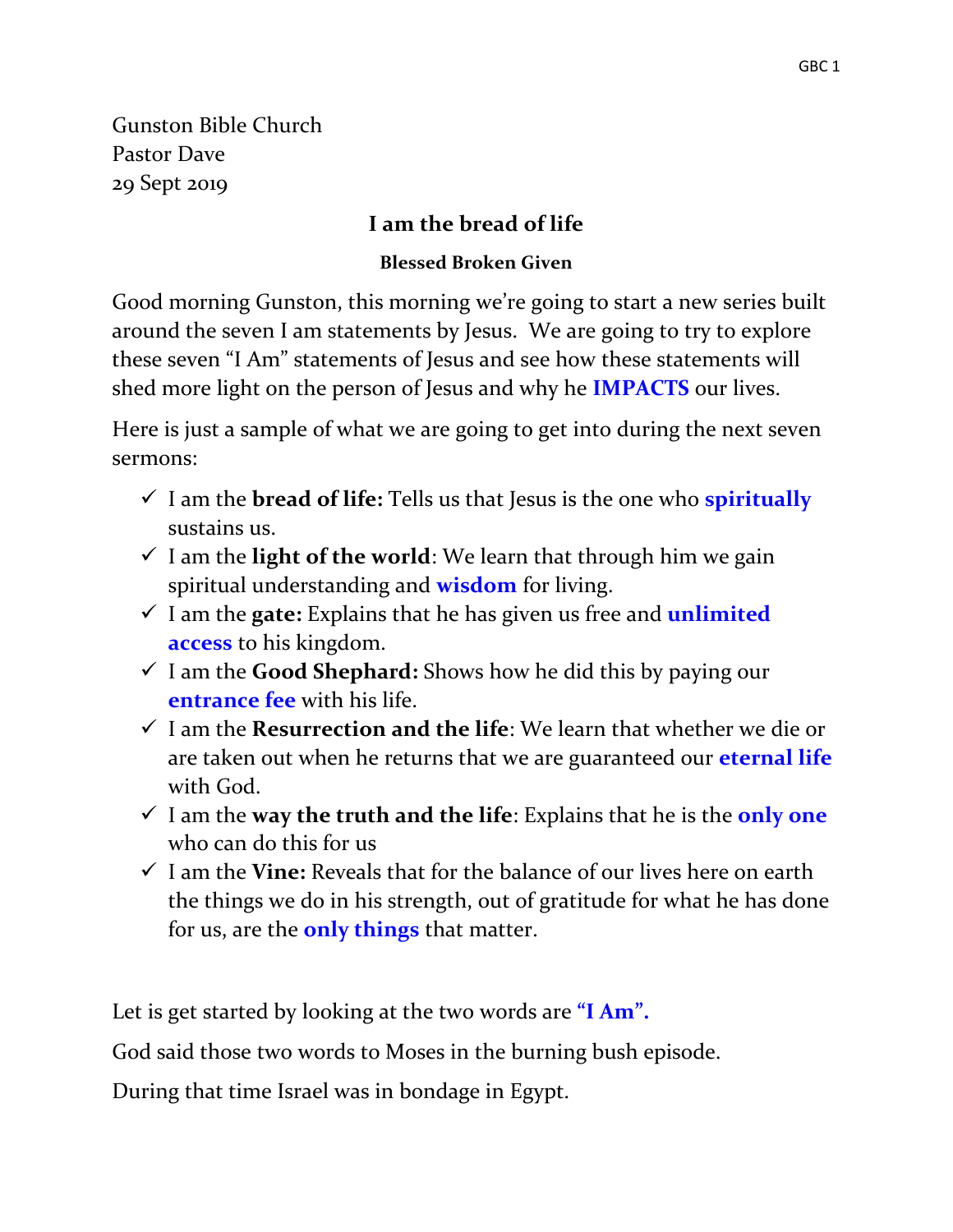Gunston Bible Church
Pastor Dave
29 Sept 2019

## I am the bread of life

### Blessed Broken Given

Good morning Gunston, this morning we're going to start a new series built around the seven I am statements by Jesus. We are going to try to explore these seven "I Am" statements of Jesus and see how these statements will shed more light on the person of Jesus and why he **IMPACTS** our lives.

Here is just a sample of what we are going to get into during the next seven sermons:

- ✓ I am the **bread of life:** Tells us that Jesus is the one who **spiritually** sustains us.
- ✓ I am the **light of the world**: We learn that through him we gain spiritual understanding and **wisdom** for living.
- ✓ I am the **gate:** Explains that he has given us free and **unlimited access** to his kingdom.
- ✓ I am the **Good Shephard:** Shows how he did this by paying our **entrance fee** with his life.
- ✓ I am the **Resurrection and the life**: We learn that whether we die or are taken out when he returns that we are guaranteed our **eternal life** with God.
- ✓ I am the **way the truth and the life**: Explains that he is the **only one** who can do this for us
- ✓ I am the **Vine:** Reveals that for the balance of our lives here on earth the things we do in his strength, out of gratitude for what he has done for us, are the **only things** that matter.

Let is get started by looking at the two words are **"I Am".**

God said those two words to Moses in the burning bush episode.

During that time Israel was in bondage in Egypt.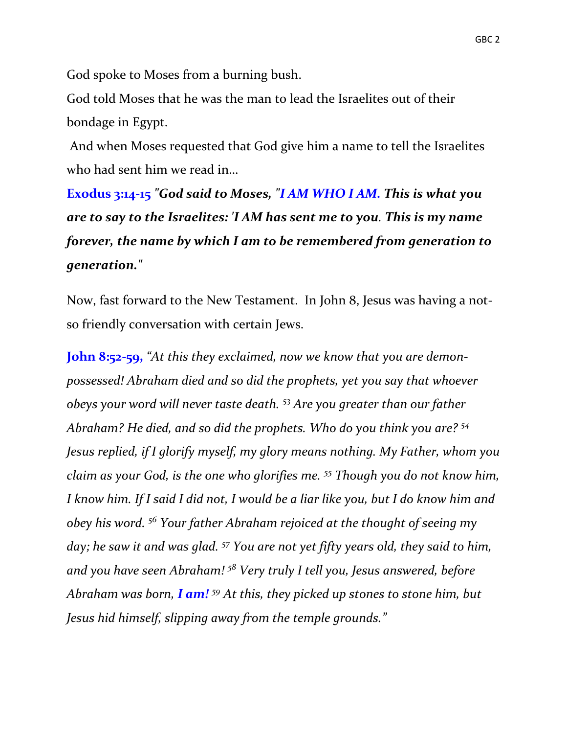God spoke to Moses from a burning bush.

God told Moses that he was the man to lead the Israelites out of their bondage in Egypt.

And when Moses requested that God give him a name to tell the Israelites who had sent him we read in…

**Exodus 3:14-15** ***"God said to Moses, "I AM WHO I AM. This is what you are to say to the Israelites: 'I AM has sent me to you. This is my name forever, the name by which I am to be remembered from generation to generation."***

Now, fast forward to the New Testament. In John 8, Jesus was having a not-so friendly conversation with certain Jews.

**John 8:52-59,** *"At this they exclaimed, now we know that you are demon-possessed! Abraham died and so did the prophets, yet you say that whoever obeys your word will never taste death. [53] Are you greater than our father Abraham? He died, and so did the prophets. Who do you think you are? [54] Jesus replied, if I glorify myself, my glory means nothing. My Father, whom you claim as your God, is the one who glorifies me. [55] Though you do not know him, I know him. If I said I did not, I would be a liar like you, but I do know him and obey his word. [56] Your father Abraham rejoiced at the thought of seeing my day; he saw it and was glad. [57] You are not yet fifty years old, they said to him, and you have seen Abraham! [58] Very truly I tell you, Jesus answered, before Abraham was born,* ***I am!*** *[59] At this, they picked up stones to stone him, but Jesus hid himself, slipping away from the temple grounds."*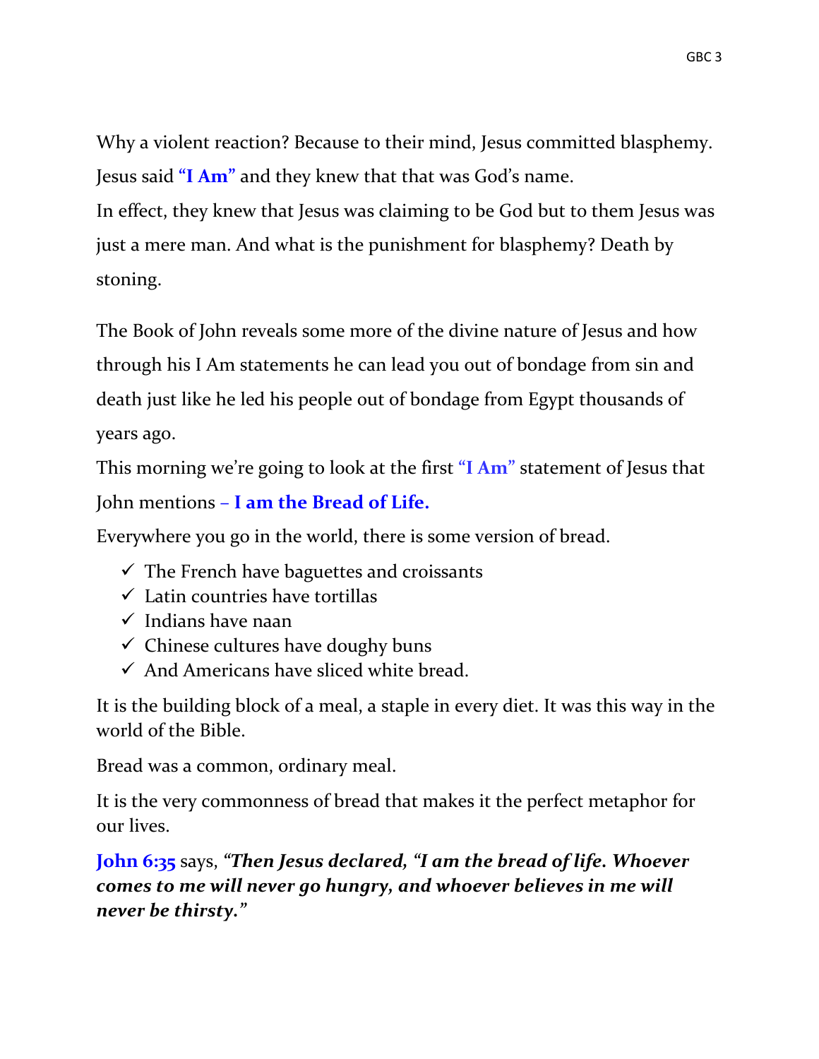Why a violent reaction? Because to their mind, Jesus committed blasphemy. Jesus said **"I Am"** and they knew that that was God's name.
In effect, they knew that Jesus was claiming to be God but to them Jesus was just a mere man. And what is the punishment for blasphemy? Death by stoning.

The Book of John reveals some more of the divine nature of Jesus and how through his I Am statements he can lead you out of bondage from sin and death just like he led his people out of bondage from Egypt thousands of years ago.
This morning we're going to look at the first **"I Am"** statement of Jesus that John mentions – **I am the Bread of Life.**
Everywhere you go in the world, there is some version of bread.

- ✓ The French have baguettes and croissants
- ✓ Latin countries have tortillas
- ✓ Indians have naan
- ✓ Chinese cultures have doughy buns
- ✓ And Americans have sliced white bread.

It is the building block of a meal, a staple in every diet. It was this way in the world of the Bible.

Bread was a common, ordinary meal.

It is the very commonness of bread that makes it the perfect metaphor for our lives.

**John 6:35** says, ***"Then Jesus declared, "I am the bread of life. Whoever comes to me will never go hungry, and whoever believes in me will never be thirsty."***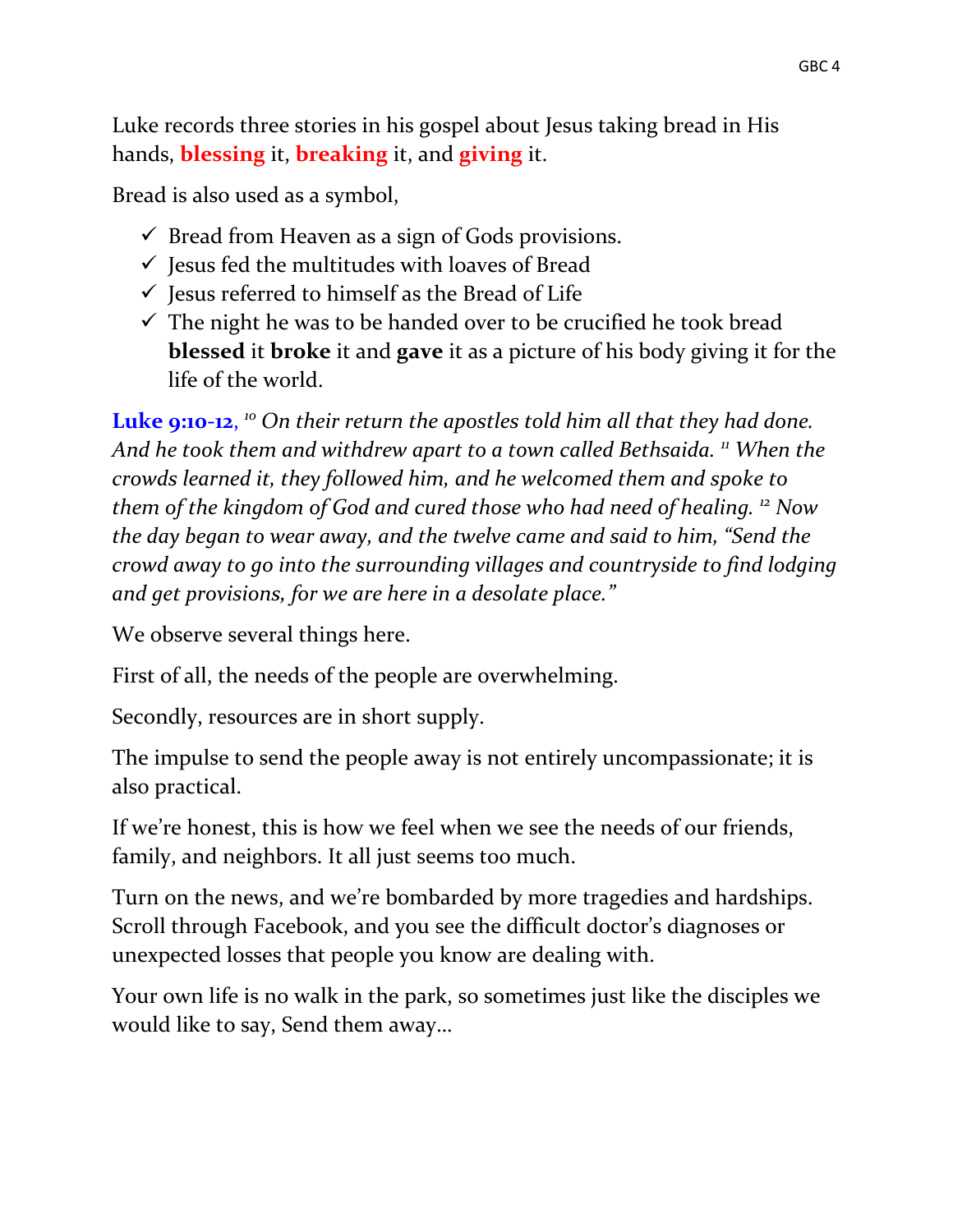Luke records three stories in his gospel about Jesus taking bread in His hands, **blessing** it, **breaking** it, and **giving** it.

Bread is also used as a symbol,

- ✓ Bread from Heaven as a sign of Gods provisions.
- ✓ Jesus fed the multitudes with loaves of Bread
- ✓ Jesus referred to himself as the Bread of Life
- ✓ The night he was to be handed over to be crucified he took bread **blessed** it **broke** it and **gave** it as a picture of his body giving it for the life of the world.

**Luke 9:10-12**, [10] *On their return the apostles told him all that they had done. And he took them and withdrew apart to a town called Bethsaida.* [11] *When the crowds learned it, they followed him, and he welcomed them and spoke to them of the kingdom of God and cured those who had need of healing.* [12] *Now the day began to wear away, and the twelve came and said to him, "Send the crowd away to go into the surrounding villages and countryside to find lodging and get provisions, for we are here in a desolate place."*

We observe several things here.

First of all, the needs of the people are overwhelming.

Secondly, resources are in short supply.

The impulse to send the people away is not entirely uncompassionate; it is also practical.

If we're honest, this is how we feel when we see the needs of our friends, family, and neighbors. It all just seems too much.

Turn on the news, and we're bombarded by more tragedies and hardships. Scroll through Facebook, and you see the difficult doctor's diagnoses or unexpected losses that people you know are dealing with.

Your own life is no walk in the park, so sometimes just like the disciples we would like to say, Send them away…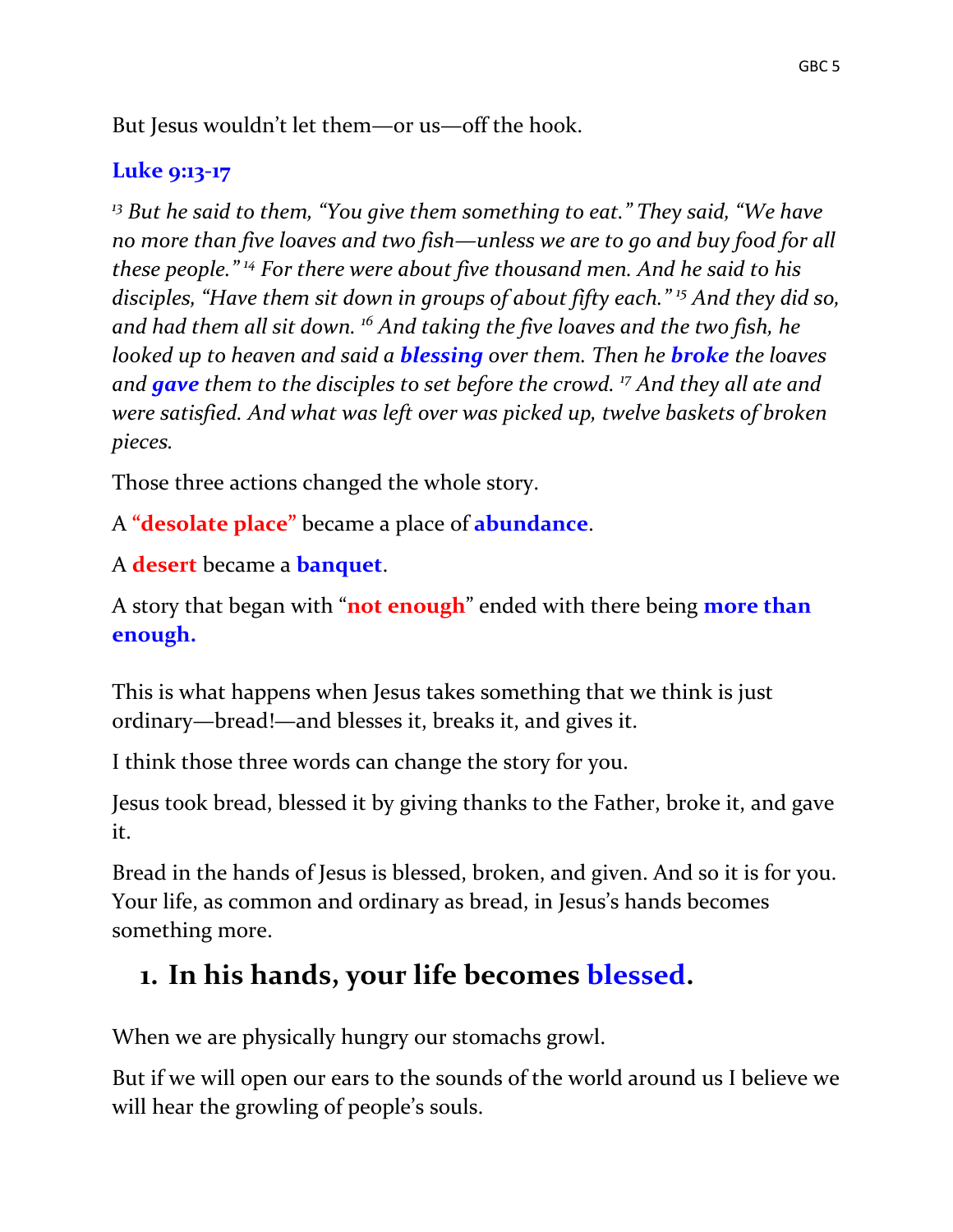But Jesus wouldn't let them—or us—off the hook.

**Luke 9:13-17**

*[13] But he said to them, "You give them something to eat." They said, "We have no more than five loaves and two fish—unless we are to go and buy food for all these people." [14] For there were about five thousand men. And he said to his disciples, "Have them sit down in groups of about fifty each." [15] And they did so, and had them all sit down. [16] And taking the five loaves and the two fish, he looked up to heaven and said a* ***blessing*** *over them. Then he* ***broke*** *the loaves and* ***gave*** *them to the disciples to set before the crowd. [17] And they all ate and were satisfied. And what was left over was picked up, twelve baskets of broken pieces.*

Those three actions changed the whole story.

A **"desolate place"** became a place of **abundance**.

A **desert** became a **banquet**.

A story that began with "**not enough**" ended with there being **more than enough.**

This is what happens when Jesus takes something that we think is just ordinary—bread!—and blesses it, breaks it, and gives it.

I think those three words can change the story for you.

Jesus took bread, blessed it by giving thanks to the Father, broke it, and gave it.

Bread in the hands of Jesus is blessed, broken, and given. And so it is for you. Your life, as common and ordinary as bread, in Jesus's hands becomes something more.

## 1. In his hands, your life becomes blessed.

When we are physically hungry our stomachs growl.

But if we will open our ears to the sounds of the world around us I believe we will hear the growling of people's souls.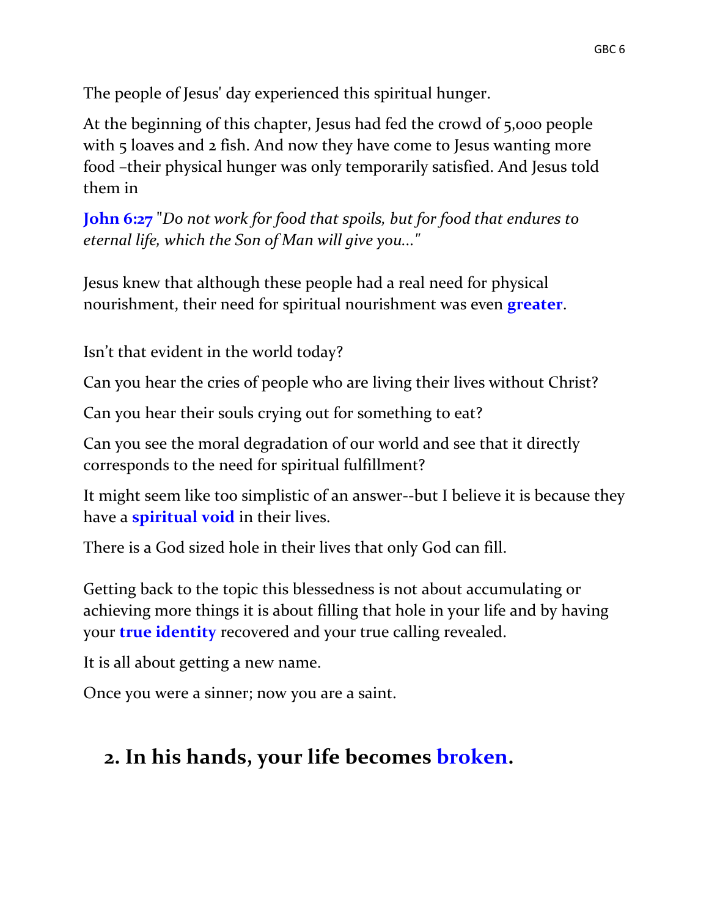The people of Jesus' day experienced this spiritual hunger.

At the beginning of this chapter, Jesus had fed the crowd of 5,000 people with 5 loaves and 2 fish. And now they have come to Jesus wanting more food –their physical hunger was only temporarily satisfied. And Jesus told them in

**John 6:27** *"Do not work for food that spoils, but for food that endures to eternal life, which the Son of Man will give you..."*

Jesus knew that although these people had a real need for physical nourishment, their need for spiritual nourishment was even **greater**.

Isn't that evident in the world today?

Can you hear the cries of people who are living their lives without Christ?

Can you hear their souls crying out for something to eat?

Can you see the moral degradation of our world and see that it directly corresponds to the need for spiritual fulfillment?

It might seem like too simplistic of an answer--but I believe it is because they have a **spiritual void** in their lives.

There is a God sized hole in their lives that only God can fill.

Getting back to the topic this blessedness is not about accumulating or achieving more things it is about filling that hole in your life and by having your **true identity** recovered and your true calling revealed.

It is all about getting a new name.

Once you were a sinner; now you are a saint.

## 2. In his hands, your life becomes broken.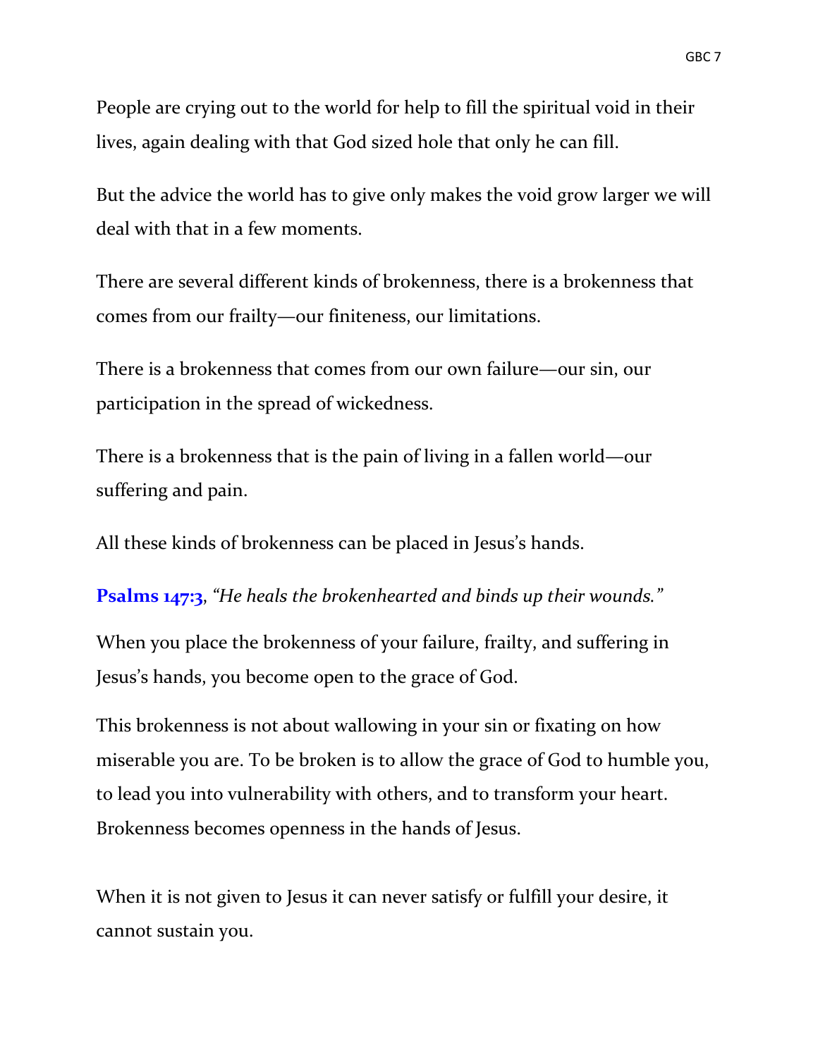People are crying out to the world for help to fill the spiritual void in their lives, again dealing with that God sized hole that only he can fill.

But the advice the world has to give only makes the void grow larger we will deal with that in a few moments.

There are several different kinds of brokenness, there is a brokenness that comes from our frailty—our finiteness, our limitations.

There is a brokenness that comes from our own failure—our sin, our participation in the spread of wickedness.

There is a brokenness that is the pain of living in a fallen world—our suffering and pain.

All these kinds of brokenness can be placed in Jesus's hands.

**Psalms 147:3**, *"He heals the brokenhearted and binds up their wounds."*

When you place the brokenness of your failure, frailty, and suffering in Jesus's hands, you become open to the grace of God.

This brokenness is not about wallowing in your sin or fixating on how miserable you are. To be broken is to allow the grace of God to humble you, to lead you into vulnerability with others, and to transform your heart. Brokenness becomes openness in the hands of Jesus.

When it is not given to Jesus it can never satisfy or fulfill your desire, it cannot sustain you.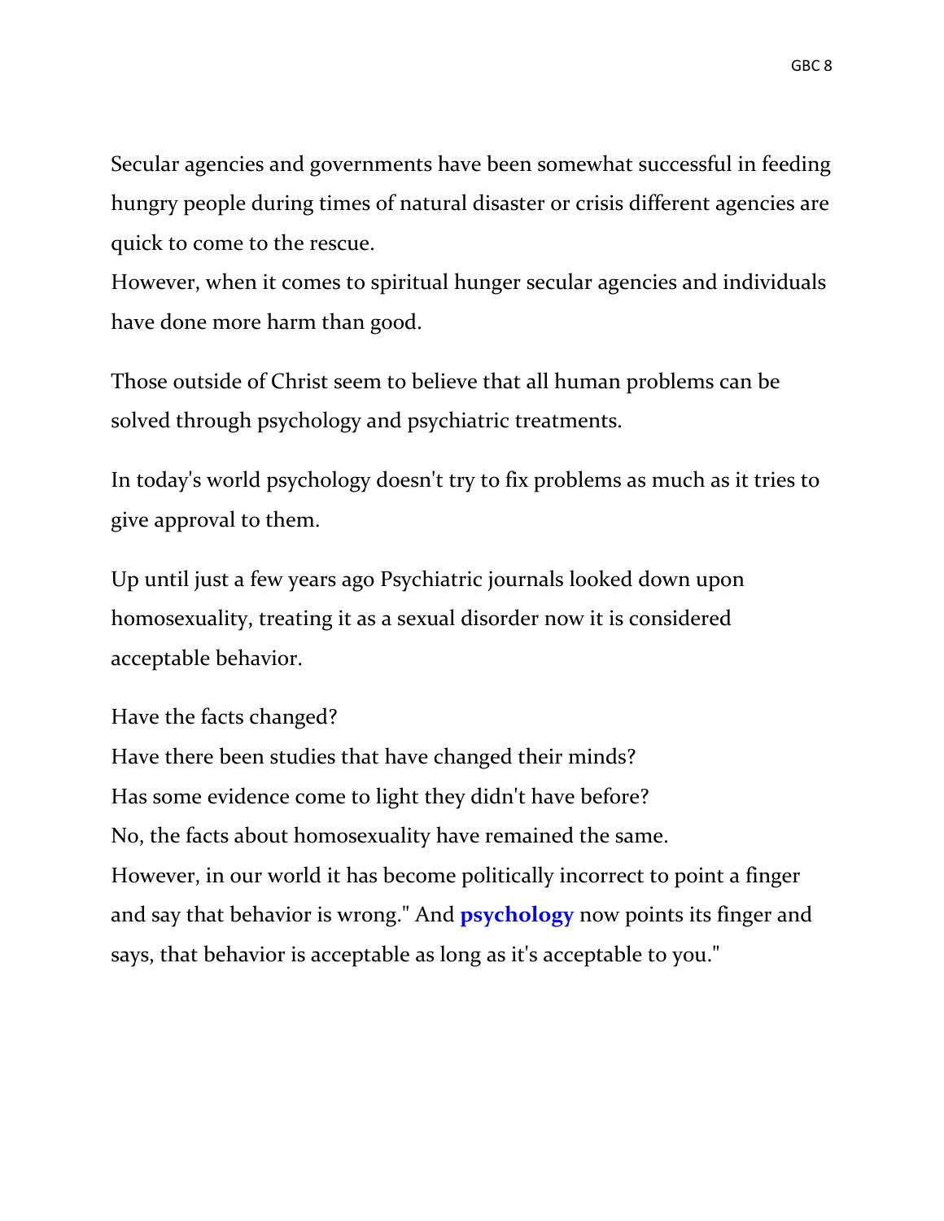Secular agencies and governments have been somewhat successful in feeding hungry people during times of natural disaster or crisis different agencies are quick to come to the rescue.
However, when it comes to spiritual hunger secular agencies and individuals have done more harm than good.

Those outside of Christ seem to believe that all human problems can be solved through psychology and psychiatric treatments.

In today's world psychology doesn't try to fix problems as much as it tries to give approval to them.

Up until just a few years ago Psychiatric journals looked down upon homosexuality, treating it as a sexual disorder now it is considered acceptable behavior.

Have the facts changed?
Have there been studies that have changed their minds?
Has some evidence come to light they didn't have before?
No, the facts about homosexuality have remained the same.
However, in our world it has become politically incorrect to point a finger and say that behavior is wrong." And **psychology** now points its finger and says, that behavior is acceptable as long as it's acceptable to you."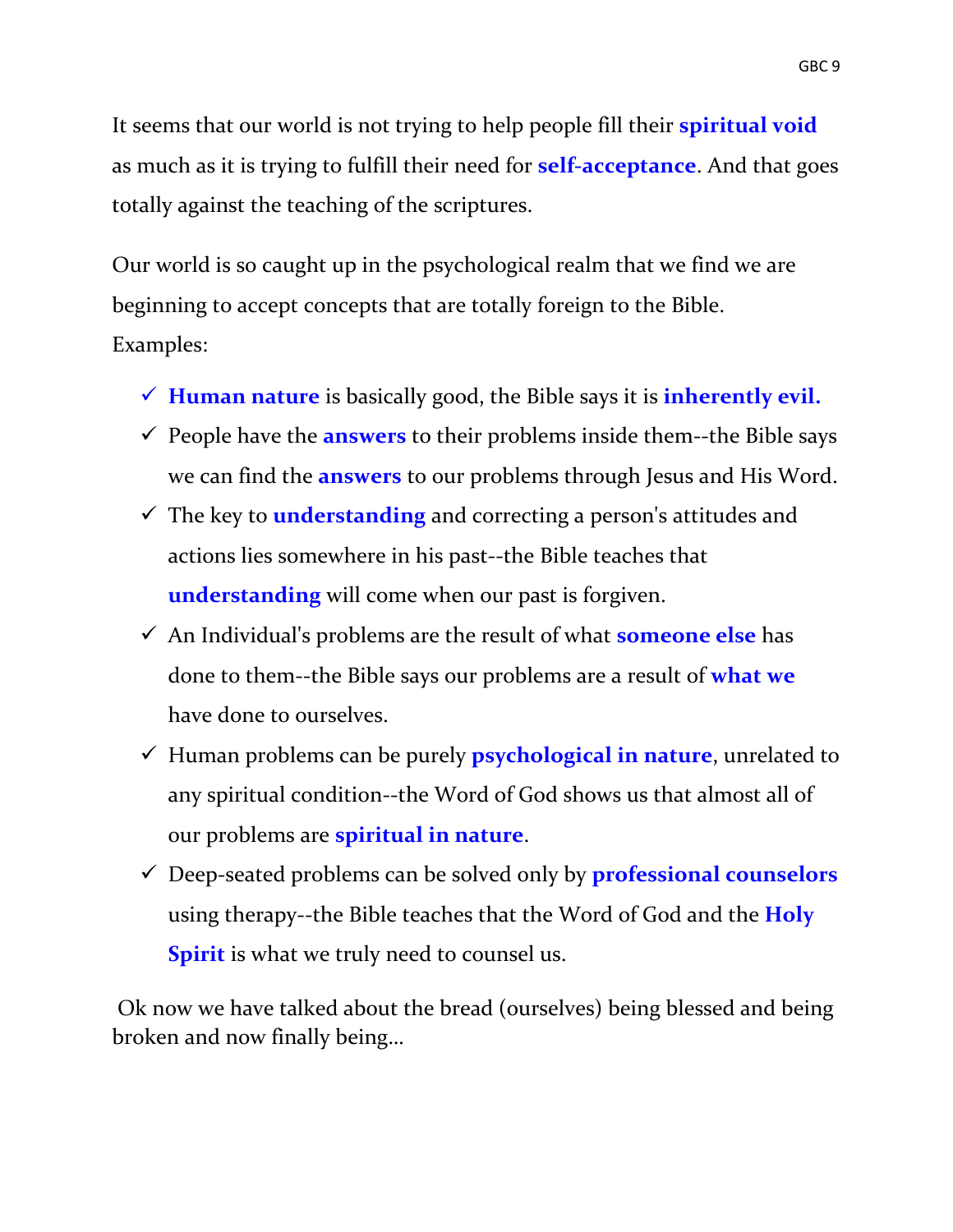It seems that our world is not trying to help people fill their **spiritual void** as much as it is trying to fulfill their need for **self-acceptance**. And that goes totally against the teaching of the scriptures.

Our world is so caught up in the psychological realm that we find we are beginning to accept concepts that are totally foreign to the Bible.
Examples:

- ✓ **Human nature** is basically good, the Bible says it is **inherently evil.**
- ✓ People have the **answers** to their problems inside them--the Bible says we can find the **answers** to our problems through Jesus and His Word.
- ✓ The key to **understanding** and correcting a person's attitudes and actions lies somewhere in his past--the Bible teaches that **understanding** will come when our past is forgiven.
- ✓ An Individual's problems are the result of what **someone else** has done to them--the Bible says our problems are a result of **what we** have done to ourselves.
- ✓ Human problems can be purely **psychological in nature**, unrelated to any spiritual condition--the Word of God shows us that almost all of our problems are **spiritual in nature**.
- ✓ Deep-seated problems can be solved only by **professional counselors** using therapy--the Bible teaches that the Word of God and the **Holy Spirit** is what we truly need to counsel us.

Ok now we have talked about the bread (ourselves) being blessed and being broken and now finally being…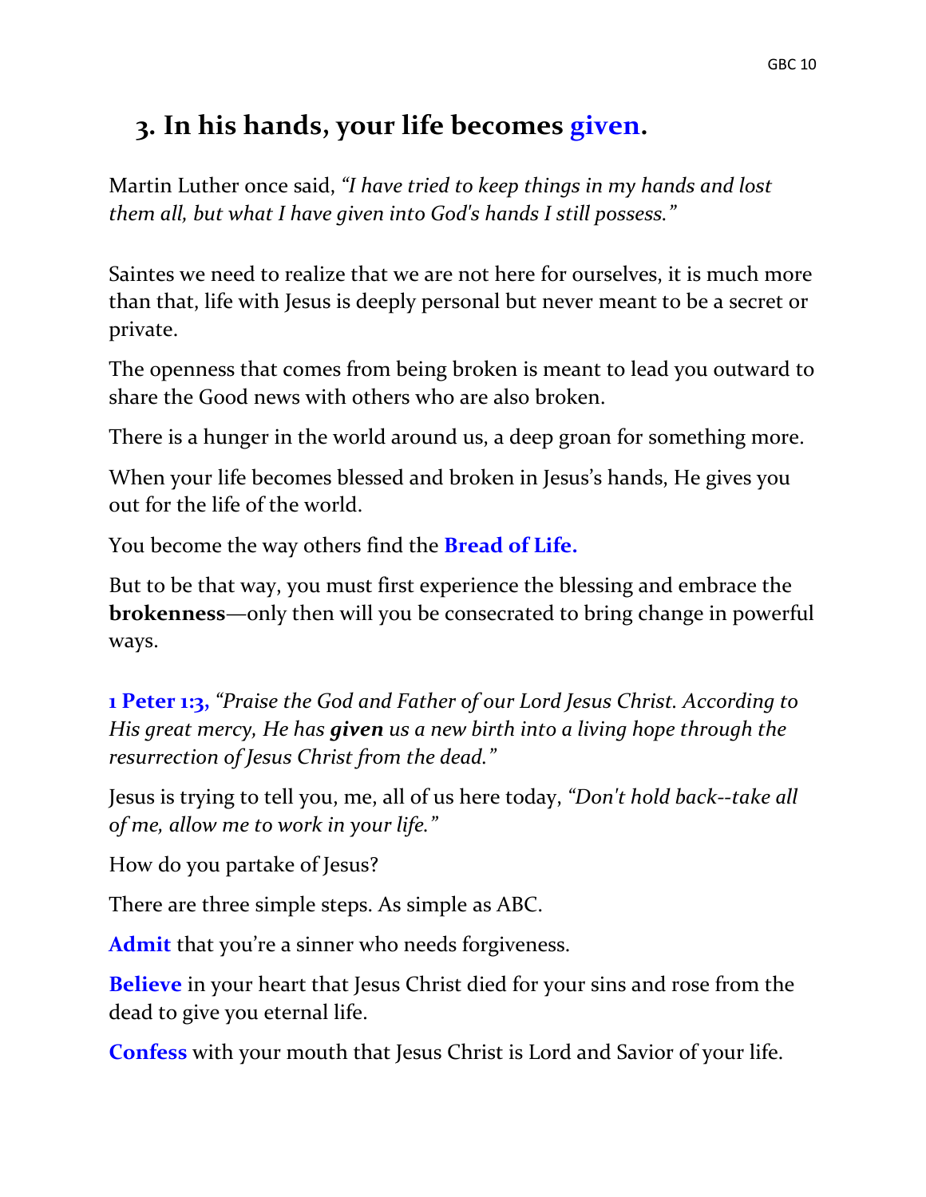## 3. In his hands, your life becomes given.

Martin Luther once said, *"I have tried to keep things in my hands and lost them all, but what I have given into God's hands I still possess."*

Saintes we need to realize that we are not here for ourselves, it is much more than that, life with Jesus is deeply personal but never meant to be a secret or private.

The openness that comes from being broken is meant to lead you outward to share the Good news with others who are also broken.

There is a hunger in the world around us, a deep groan for something more.

When your life becomes blessed and broken in Jesus's hands, He gives you out for the life of the world.

You become the way others find the **Bread of Life.**

But to be that way, you must first experience the blessing and embrace the **brokenness**—only then will you be consecrated to bring change in powerful ways.

**1 Peter 1:3,** *"Praise the God and Father of our Lord Jesus Christ. According to His great mercy, He has **given** us a new birth into a living hope through the resurrection of Jesus Christ from the dead."*

Jesus is trying to tell you, me, all of us here today, *"Don't hold back--take all of me, allow me to work in your life."*

How do you partake of Jesus?

There are three simple steps. As simple as ABC.

**Admit** that you're a sinner who needs forgiveness.

**Believe** in your heart that Jesus Christ died for your sins and rose from the dead to give you eternal life.

**Confess** with your mouth that Jesus Christ is Lord and Savior of your life.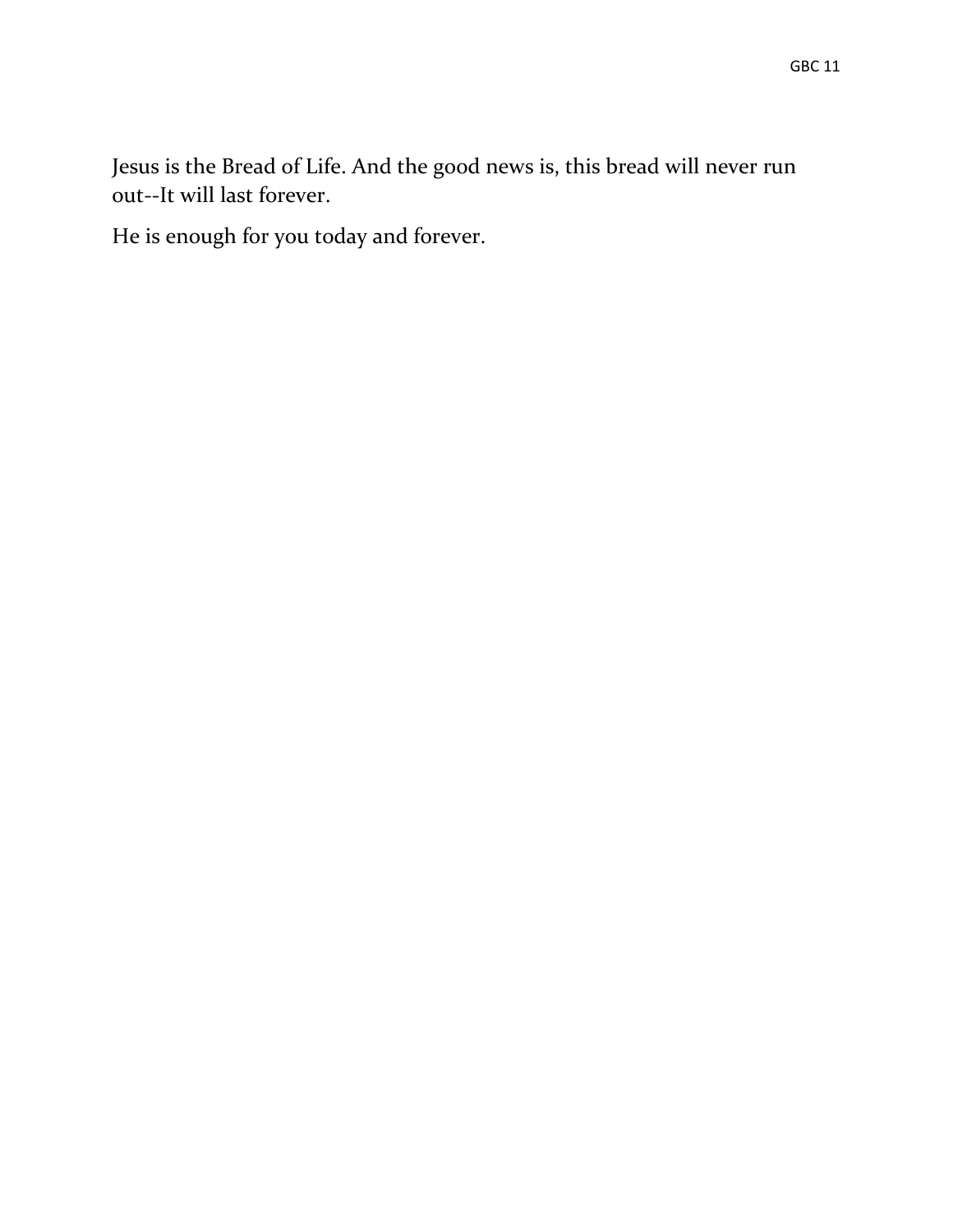Jesus is the Bread of Life. And the good news is, this bread will never run out--It will last forever.

He is enough for you today and forever.